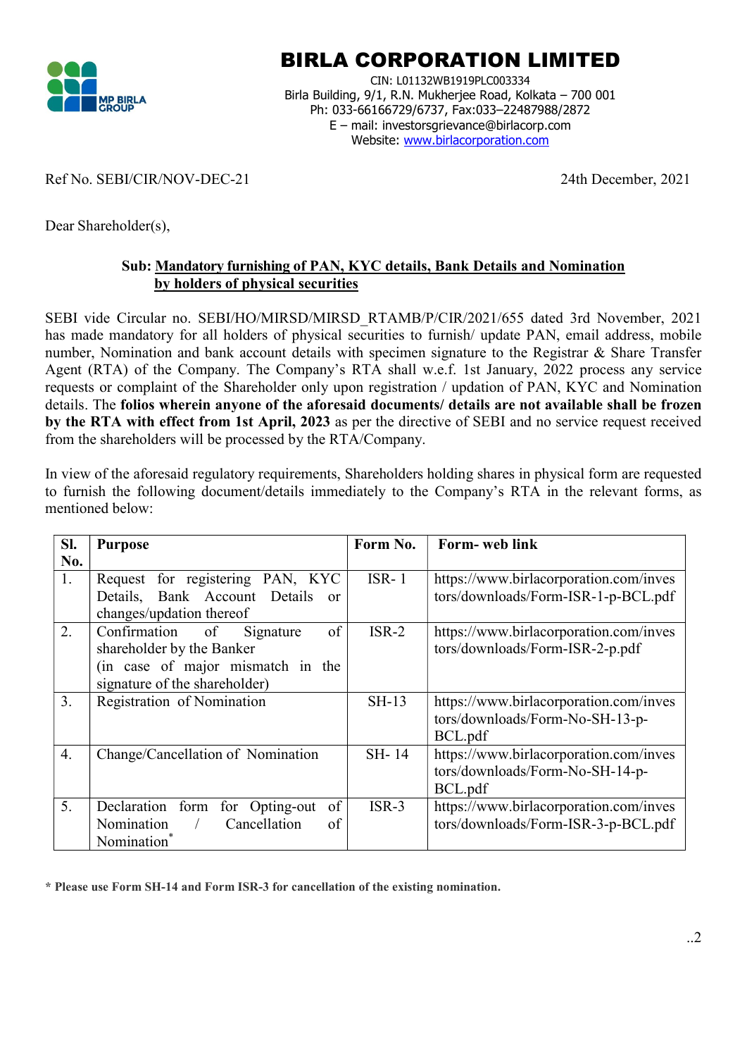# BIRLA CORPORATION LIMITED

CIN: L01132WB1919PLC003334
Birla Building, 9/1, R.N. Mukherjee Road, Kolkata – 700 001
Ph: 033-66166729/6737, Fax:033–22487988/2872
E – mail: investorsgrievance@birlacorp.com
Website: www.birlacorporation.com

Ref No. SEBI/CIR/NOV-DEC-21 24th December, 2021

Dear Shareholder(s),

**Sub: Mandatory furnishing of PAN, KYC details, Bank Details and Nomination by holders of physical securities**

SEBI vide Circular no. SEBI/HO/MIRSD/MIRSD_RTAMB/P/CIR/2021/655 dated 3rd November, 2021 has made mandatory for all holders of physical securities to furnish/ update PAN, email address, mobile number, Nomination and bank account details with specimen signature to the Registrar & Share Transfer Agent (RTA) of the Company. The Company's RTA shall w.e.f. 1st January, 2022 process any service requests or complaint of the Shareholder only upon registration / updation of PAN, KYC and Nomination details. The **folios wherein anyone of the aforesaid documents/ details are not available shall be frozen by the RTA with effect from 1st April, 2023** as per the directive of SEBI and no service request received from the shareholders will be processed by the RTA/Company.

In view of the aforesaid regulatory requirements, Shareholders holding shares in physical form are requested to furnish the following document/details immediately to the Company's RTA in the relevant forms, as mentioned below:

| Sl. No. | Purpose | Form No. | Form- web link |
|---|---|---|---|
| 1. | Request for registering PAN, KYC Details, Bank Account Details or changes/updation thereof | ISR- 1 | https://www.birlacorporation.com/investors/downloads/Form-ISR-1-p-BCL.pdf |
| 2. | Confirmation of Signature of shareholder by the Banker (in case of major mismatch in the signature of the shareholder) | ISR-2 | https://www.birlacorporation.com/investors/downloads/Form-ISR-2-p.pdf |
| 3. | Registration of Nomination | SH-13 | https://www.birlacorporation.com/investors/downloads/Form-No-SH-13-p-BCL.pdf |
| 4. | Change/Cancellation of Nomination | SH- 14 | https://www.birlacorporation.com/investors/downloads/Form-No-SH-14-p-BCL.pdf |
| 5. | Declaration form for Opting-out of Nomination / Cancellation of Nomination* | ISR-3 | https://www.birlacorporation.com/investors/downloads/Form-ISR-3-p-BCL.pdf |

**\* Please use Form SH-14 and Form ISR-3 for cancellation of the existing nomination.**

..2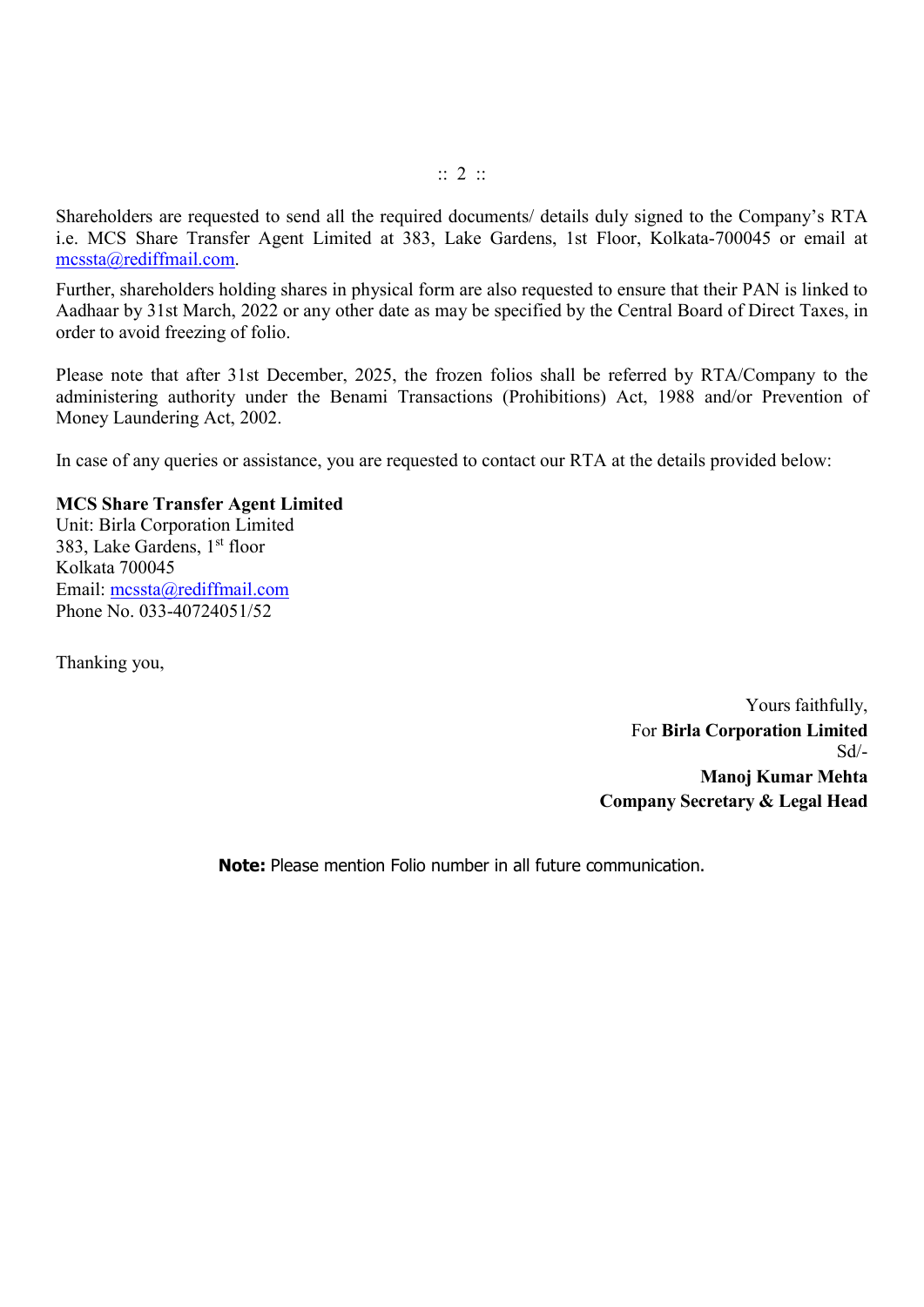Shareholders are requested to send all the required documents/ details duly signed to the Company's RTA i.e. MCS Share Transfer Agent Limited at 383, Lake Gardens, 1st Floor, Kolkata-700045 or email at mcssta@rediffmail.com.

Further, shareholders holding shares in physical form are also requested to ensure that their PAN is linked to Aadhaar by 31st March, 2022 or any other date as may be specified by the Central Board of Direct Taxes, in order to avoid freezing of folio.

Please note that after 31st December, 2025, the frozen folios shall be referred by RTA/Company to the administering authority under the Benami Transactions (Prohibitions) Act, 1988 and/or Prevention of Money Laundering Act, 2002.

In case of any queries or assistance, you are requested to contact our RTA at the details provided below:

**MCS Share Transfer Agent Limited**
Unit: Birla Corporation Limited
383, Lake Gardens, 1st floor
Kolkata 700045
Email: mcssta@rediffmail.com
Phone No. 033-40724051/52

Thanking you,

Yours faithfully,
For **Birla Corporation Limited**
Sd/-
**Manoj Kumar Mehta**
**Company Secretary & Legal Head**

**Note:** Please mention Folio number in all future communication.